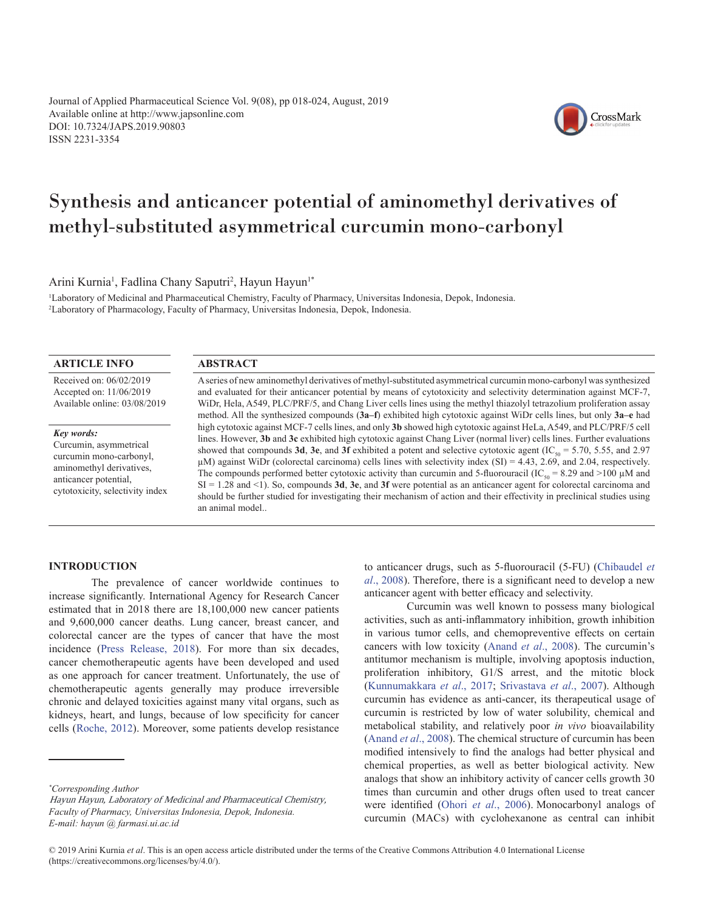Journal of Applied Pharmaceutical Science Vol. 9(08), pp 018-024, August, 2019
Available online at http://www.japsonline.com
DOI: 10.7324/JAPS.2019.90803
ISSN 2231-3354

# Synthesis and anticancer potential of aminomethyl derivatives of methyl-substituted asymmetrical curcumin mono-carbonyl

Arini Kurnia[1], Fadlina Chany Saputri[2], Hayun Hayun[1*]

[1]Laboratory of Medicinal and Pharmaceutical Chemistry, Faculty of Pharmacy, Universitas Indonesia, Depok, Indonesia.
[2]Laboratory of Pharmacology, Faculty of Pharmacy, Universitas Indonesia, Depok, Indonesia.

## ARTICLE INFO

Received on: 06/02/2019
Accepted on: 11/06/2019
Available online: 03/08/2019

*Key words:*
Curcumin, asymmetrical curcumin mono-carbonyl, aminomethyl derivatives, anticancer potential, cytotoxicity, selectivity index

## ABSTRACT

A series of new aminomethyl derivatives of methyl-substituted asymmetrical curcumin mono-carbonyl was synthesized and evaluated for their anticancer potential by means of cytotoxicity and selectivity determination against MCF-7, WiDr, Hela, A549, PLC/PRF/5, and Chang Liver cells lines using the methyl thiazolyl tetrazolium proliferation assay method. All the synthesized compounds (**3a–f**) exhibited high cytotoxic against WiDr cells lines, but only **3a–e** had high cytotoxic against MCF-7 cells lines, and only **3b** showed high cytotoxic against HeLa, A549, and PLC/PRF/5 cell lines. However, **3b** and **3c** exhibited high cytotoxic against Chang Liver (normal liver) cells lines. Further evaluations showed that compounds **3d**, **3e**, and **3f** exhibited a potent and selective cytotoxic agent ($IC_{50}$ = 5.70, 5.55, and 2.97 µM) against WiDr (colorectal carcinoma) cells lines with selectivity index (SI) = 4.43, 2.69, and 2.04, respectively. The compounds performed better cytotoxic activity than curcumin and 5-fluorouracil ($IC_{50}$ = 8.29 and >100 µM and SI = 1.28 and <1). So, compounds **3d**, **3e**, and **3f** were potential as an anticancer agent for colorectal carcinoma and should be further studied for investigating their mechanism of action and their effectivity in preclinical studies using an animal model..

## INTRODUCTION

The prevalence of cancer worldwide continues to increase significantly. International Agency for Research Cancer estimated that in 2018 there are 18,100,000 new cancer patients and 9,600,000 cancer deaths. Lung cancer, breast cancer, and colorectal cancer are the types of cancer that have the most incidence (Press Release, 2018). For more than six decades, cancer chemotherapeutic agents have been developed and used as one approach for cancer treatment. Unfortunately, the use of chemotherapeutic agents generally may produce irreversible chronic and delayed toxicities against many vital organs, such as kidneys, heart, and lungs, because of low specificity for cancer cells (Roche, 2012). Moreover, some patients develop resistance to anticancer drugs, such as 5-fluorouracil (5-FU) (Chibaudel *et al*., 2008). Therefore, there is a significant need to develop a new anticancer agent with better efficacy and selectivity.

Curcumin was well known to possess many biological activities, such as anti-inflammatory inhibition, growth inhibition in various tumor cells, and chemopreventive effects on certain cancers with low toxicity (Anand *et al*., 2008). The curcumin's antitumor mechanism is multiple, involving apoptosis induction, proliferation inhibitory, G1/S arrest, and the mitotic block (Kunnumakkara *et al*., 2017; Srivastava *et al*., 2007). Although curcumin has evidence as anti-cancer, its therapeutical usage of curcumin is restricted by low of water solubility, chemical and metabolical stability, and relatively poor *in vivo* bioavailability (Anand *et al*., 2008). The chemical structure of curcumin has been modified intensively to find the analogs had better physical and chemical properties, as well as better biological activity. New analogs that show an inhibitory activity of cancer cells growth 30 times than curcumin and other drugs often used to treat cancer were identified (Ohori *et al*., 2006). Monocarbonyl analogs of curcumin (MACs) with cyclohexanone as central can inhibit

*Corresponding Author
Hayun Hayun, Laboratory of Medicinal and Pharmaceutical Chemistry, Faculty of Pharmacy, Universitas Indonesia, Depok, Indonesia.
E-mail: hayun @ farmasi.ui.ac.id

© 2019 Arini Kurnia *et al*. This is an open access article distributed under the terms of the Creative Commons Attribution 4.0 International License (https://creativecommons.org/licenses/by/4.0/).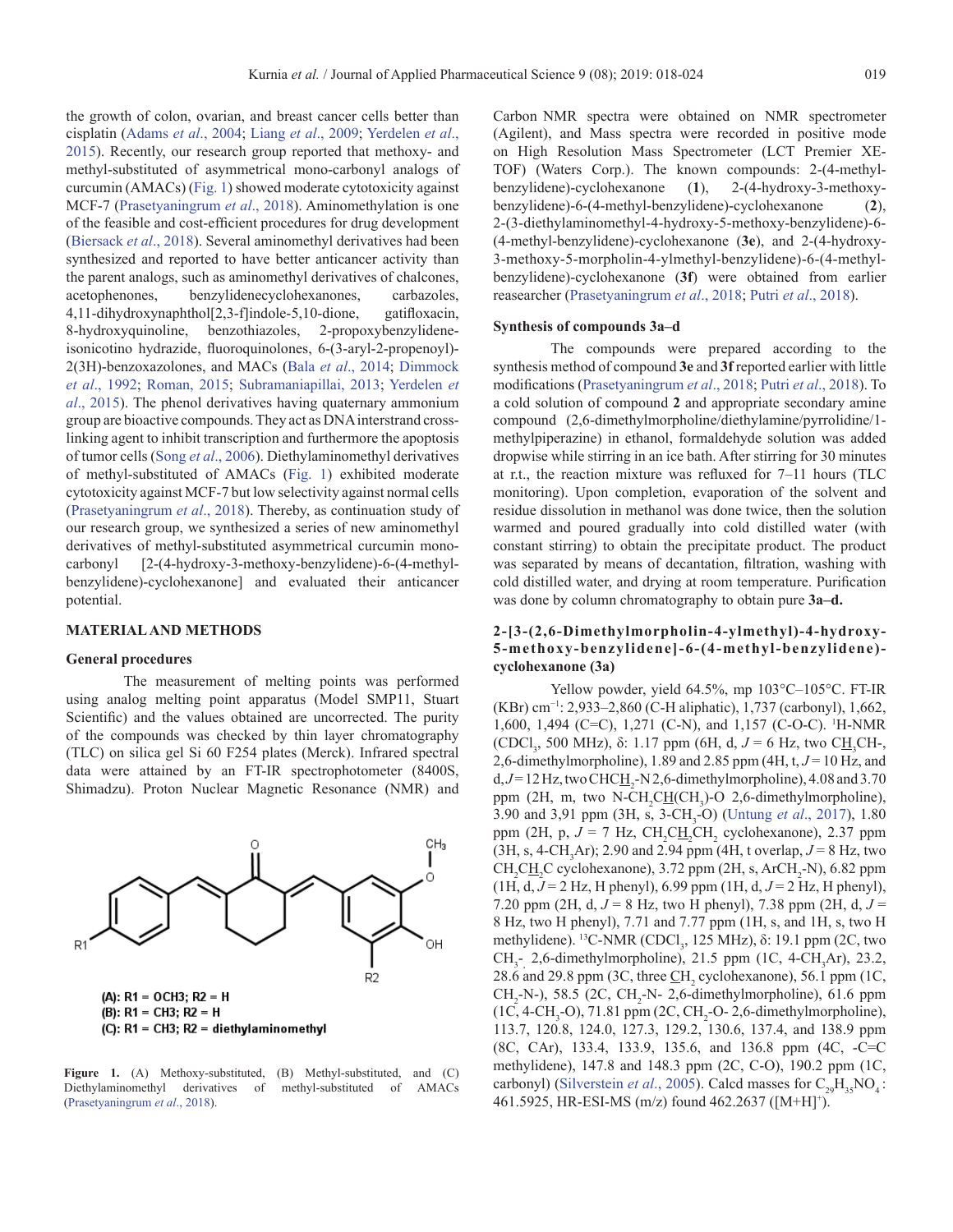the growth of colon, ovarian, and breast cancer cells better than cisplatin (Adams *et al*., 2004; Liang *et al*., 2009; Yerdelen *et al*., 2015). Recently, our research group reported that methoxy- and methyl-substituted of asymmetrical mono-carbonyl analogs of curcumin (AMACs) (Fig. 1) showed moderate cytotoxicity against MCF-7 (Prasetyaningrum *et al*., 2018). Aminomethylation is one of the feasible and cost-efficient procedures for drug development (Biersack *et al*., 2018). Several aminomethyl derivatives had been synthesized and reported to have better anticancer activity than the parent analogs, such as aminomethyl derivatives of chalcones, acetophenones, benzylidenecyclohexanones, carbazoles, 4,11-dihydroxynaphthol[2,3-f]indole-5,10-dione, gatifloxacin, 8-hydroxyquinoline, benzothiazoles, 2-propoxybenzylidene-isonicotino hydrazide, fluoroquinolones, 6-(3-aryl-2-propenoyl)-2(3H)-benzoxazolones, and MACs (Bala *et al*., 2014; Dimmock *et al*., 1992; Roman, 2015; Subramaniapillai, 2013; Yerdelen *et al*., 2015). The phenol derivatives having quaternary ammonium group are bioactive compounds. They act as DNA interstrand cross-linking agent to inhibit transcription and furthermore the apoptosis of tumor cells (Song *et al*., 2006). Diethylaminomethyl derivatives of methyl-substituted of AMACs (Fig. 1) exhibited moderate cytotoxicity against MCF-7 but low selectivity against normal cells (Prasetyaningrum *et al*., 2018). Thereby, as continuation study of our research group, we synthesized a series of new aminomethyl derivatives of methyl-substituted asymmetrical curcumin mono-carbonyl [2-(4-hydroxy-3-methoxy-benzylidene)-6-(4-methyl-benzylidene)-cyclohexanone] and evaluated their anticancer potential.

## MATERIAL AND METHODS

### General procedures

The measurement of melting points was performed using analog melting point apparatus (Model SMP11, Stuart Scientific) and the values obtained are uncorrected. The purity of the compounds was checked by thin layer chromatography (TLC) on silica gel Si 60 F254 plates (Merck). Infrared spectral data were attained by an FT-IR spectrophotometer (8400S, Shimadzu). Proton Nuclear Magnetic Resonance (NMR) and Carbon NMR spectra were obtained on NMR spectrometer (Agilent), and Mass spectra were recorded in positive mode on High Resolution Mass Spectrometer (LCT Premier XE-TOF) (Waters Corp.). The known compounds: 2-(4-methyl-benzylidene)-cyclohexanone (**1**), 2-(4-hydroxy-3-methoxy-benzylidene)-6-(4-methyl-benzylidene)-cyclohexanone (**2**), 2-(3-diethylaminomethyl-4-hydroxy-5-methoxy-benzylidene)-6-(4-methyl-benzylidene)-cyclohexanone (**3e**), and 2-(4-hydroxy-3-methoxy-5-morpholin-4-ylmethyl-benzylidene)-6-(4-methyl-benzylidene)-cyclohexanone (**3f**) were obtained from earlier reasearcher (Prasetyaningrum *et al*., 2018; Putri *et al*., 2018).

(A): R1 = OCH3; R2 = H
(B): R1 = CH3; R2 = H
(C): R1 = CH3; R2 = diethylaminomethyl

**Figure 1.** (A) Methoxy-substituted, (B) Methyl-substituted, and (C) Diethylaminomethyl derivatives of methyl-substituted of AMACs (Prasetyaningrum *et al*., 2018).

### Synthesis of compounds 3a–d

The compounds were prepared according to the synthesis method of compound **3e** and **3f** reported earlier with little modifications (Prasetyaningrum *et al*., 2018; Putri *et al*., 2018). To a cold solution of compound **2** and appropriate secondary amine compound (2,6-dimethylmorpholine/diethylamine/pyrrolidine/1-methylpiperazine) in ethanol, formaldehyde solution was added dropwise while stirring in an ice bath. After stirring for 30 minutes at r.t., the reaction mixture was refluxed for 7–11 hours (TLC monitoring). Upon completion, evaporation of the solvent and residue dissolution in methanol was done twice, then the solution warmed and poured gradually into cold distilled water (with constant stirring) to obtain the precipitate product. The product was separated by means of decantation, filtration, washing with cold distilled water, and drying at room temperature. Purification was done by column chromatography to obtain pure **3a–d.**

### 2-[3-(2,6-Dimethylmorpholin-4-ylmethyl)-4-hydroxy-5-methoxy-benzylidene]-6-(4-methyl-benzylidene)-cyclohexanone (3a)

Yellow powder, yield 64.5%, mp 103°C–105°C. FT-IR (KBr) $cm^{-1}$: 2,933–2,860 (C-H aliphatic), 1,737 (carbonyl), 1,662, 1,600, 1,494 (C=C), 1,271 (C-N), and 1,157 (C-O-C). $^1$H-NMR ($CDCl_3$, 500 MHz), δ: 1.17 ppm (6H, d, $J = 6$ Hz, two C<u>H</u>$_3$CH-, 2,6-dimethylmorpholine), 1.89 and 2.85 ppm (4H, t, $J = 10$ Hz, and d, $J = 12$ Hz, two CHC<u>H</u>$_2$-N 2,6-dimethylmorpholine), 4.08 and 3.70 ppm (2H, m, two N-$CH_2$C<u>H</u>($CH_3$)-O 2,6-dimethylmorpholine), 3.90 and 3,91 ppm (3H, s, 3-$CH_3$-O) (Untung *et al*., 2017), 1.80 ppm (2H, p, $J = 7$ Hz, $CH_2$C<u>H</u>$_2$$CH_2$ cyclohexanone), 2.37 ppm (3H, s, 4-$CH_3$Ar); 2.90 and 2.94 ppm (4H, t overlap, $J = 8$ Hz, two $CH_2$C<u>H</u>$_2$C cyclohexanone), 3.72 ppm (2H, s, Ar$CH_2$-N), 6.82 ppm (1H, d, $J = 2$ Hz, H phenyl), 6.99 ppm (1H, d, $J = 2$ Hz, H phenyl), 7.20 ppm (2H, d, $J = 8$ Hz, two H phenyl), 7.38 ppm (2H, d, $J = 8$ Hz, two H phenyl), 7.71 and 7.77 ppm (1H, s, and 1H, s, two H methylidene). $^{13}$C-NMR ($CDCl_3$, 125 MHz), δ: 19.1 ppm (2C, two $CH_3$- 2,6-dimethylmorpholine), 21.5 ppm (1C, 4-$CH_3$Ar), 23.2, 28.6 and 29.8 ppm (3C, three <u>C</u>H$_2$ cyclohexanone), 56.1 ppm (1C, $CH_2$-N-), 58.5 (2C, $CH_2$-N- 2,6-dimethylmorpholine), 61.6 ppm (1C, 4-$CH_3$-O), 71.81 ppm (2C, $CH_2$-O- 2,6-dimethylmorpholine), 113.7, 120.8, 124.0, 127.3, 129.2, 130.6, 137.4, and 138.9 ppm (8C, CAr), 133.4, 133.9, 135.6, and 136.8 ppm (4C, -C=C methylidene), 147.8 and 148.3 ppm (2C, C-O), 190.2 ppm (1C, carbonyl) (Silverstein *et al*., 2005). Calcd masses for $C_{29}H_{35}NO_4$ : 461.5925, HR-ESI-MS (m/z) found 462.2637 ([M+H]$^+$).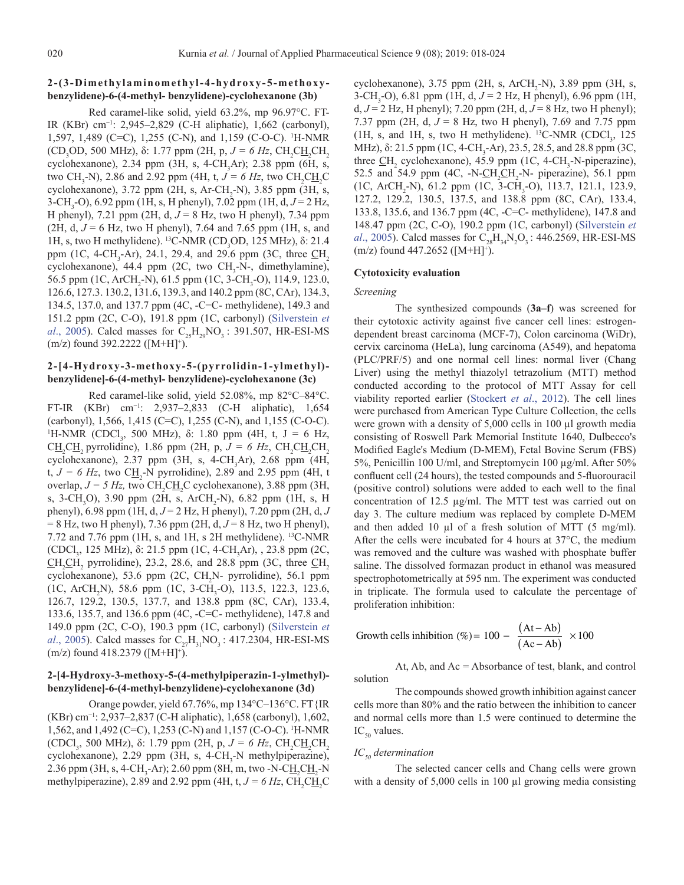### 2-(3-Dimethylaminomethyl-4-hydroxy-5-methoxy-benzylidene)-6-(4-methyl- benzylidene)-cyclohexanone (3b)

Red caramel-like solid, yield 63.2%, mp 96.97°C. FT-IR (KBr) $cm^{-1}$: 2,945–2,829 (C-H aliphatic), 1,662 (carbonyl), 1,597, 1,489 (C=C), 1,255 (C-N), and 1,159 (C-O-C). $^{1}$H-NMR ($CD_3OD$, 500 MHz), δ: 1.77 ppm (2H, p, *J = 6 Hz*, $CH_2C\underline{H}_2CH_2$ cyclohexanone), 2.34 ppm (3H, s, 4-$CH_3$Ar); 2.38 ppm (6H, s, two $CH_3$-N), 2.86 and 2.92 ppm (4H, t, *J = 6 Hz*, two $CH_2C\underline{H}_2$C cyclohexanone), 3.72 ppm (2H, s, Ar-$CH_2$-N), 3.85 ppm (3H, s, 3-$CH_3$-O), 6.92 ppm (1H, s, H phenyl), 7.02 ppm (1H, d, *J* = 2 Hz, H phenyl), 7.21 ppm (2H, d, *J* = 8 Hz, two H phenyl), 7.34 ppm (2H, d, *J* = 6 Hz, two H phenyl), 7.64 and 7.65 ppm (1H, s, and 1H, s, two H methylidene). $^{13}$C-NMR ($CD_3OD$, 125 MHz), δ: 21.4 ppm (1C, 4-$CH_3$-Ar), 24.1, 29.4, and 29.6 ppm (3C, three $\underline{C}H_2$ cyclohexanone), 44.4 ppm (2C, two $CH_3$-N-, dimethylamine), 56.5 ppm (1C, Ar$CH_2$-N), 61.5 ppm (1C, 3-$CH_3$-O), 114.9, 123.0, 126.6, 127.3. 130.2, 131.6, 139.3, and 140.2 ppm (8C, CAr), 134.3, 134.5, 137.0, and 137.7 ppm (4C, -C=C- methylidene), 149.3 and 151.2 ppm (2C, C-O), 191.8 ppm (1C, carbonyl) (Silverstein *et al*., 2005). Calcd masses for $C_{25}H_{29}NO_3$ : 391.507, HR-ESI-MS (m/z) found 392.2222 ([M+H]$^+$).

### 2-[4-Hydroxy-3-methoxy-5-(pyrrolidin-1-ylmethyl)-benzylidene]-6-(4-methyl- benzylidene)-cyclohexanone (3c)

Red caramel-like solid, yield 52.08%, mp 82°C–84°C. FT-IR (KBr) $cm^{-1}$: 2,937–2,833 (C-H aliphatic), 1,654 (carbonyl), 1,566, 1,415 (C=C), 1,255 (C-N), and 1,155 (C-O-C). $^{1}$H-NMR ($CDCl_3$, 500 MHz), δ: 1.80 ppm (4H, t, J = 6 Hz, $C\underline{H}_2C\underline{H}_2$ pyrrolidine), 1.86 ppm (2H, p, *J = 6 Hz*, $CH_2C\underline{H}_2CH_2$ cyclohexanone), 2.37 ppm (3H, s, 4-$CH_3$Ar), 2.68 ppm (4H, t, *J = 6 Hz*, two $C\underline{H}_2$-N pyrrolidine), 2.89 and 2.95 ppm (4H, t overlap, *J = 5 Hz,* two $CH_2C\underline{H}_2$C cyclohexanone), 3.88 ppm (3H, s, 3-$CH_3$O), 3.90 ppm (2H, s, Ar$CH_2$-N), 6.82 ppm (1H, s, H phenyl), 6.98 ppm (1H, d, *J* = 2 Hz, H phenyl), 7.20 ppm (2H, d, *J* = 8 Hz, two H phenyl), 7.36 ppm (2H, d, *J* = 8 Hz, two H phenyl), 7.72 and 7.76 ppm (1H, s, and 1H, s 2H methylidene). $^{13}$C-NMR ($CDCl_3$, 125 MHz), δ: 21.5 ppm (1C, 4-$CH_3$Ar), , 23.8 ppm (2C, $\underline{C}H_2\underline{C}H_2$ pyrrolidine), 23.2, 28.6, and 28.8 ppm (3C, three $\underline{C}H_2$ cyclohexanone), 53.6 ppm (2C, $CH_2$N- pyrrolidine), 56.1 ppm (1C, Ar$CH_2$N), 58.6 ppm (1C, 3-$CH_3$-O), 113.5, 122.3, 123.6, 126.7, 129.2, 130.5, 137.7, and 138.8 ppm (8C, CAr), 133.4, 133.6, 135.7, and 136.6 ppm (4C, -C=C- methylidene), 147.8 and 149.0 ppm (2C, C-O), 190.3 ppm (1C, carbonyl) (Silverstein *et al*., 2005). Calcd masses for $C_{27}H_{31}NO_3$ : 417.2304, HR-ESI-MS (m/z) found 418.2379 ([M+H]$^+$).

### 2-[4-Hydroxy-3-methoxy-5-(4-methylpiperazin-1-ylmethyl)-benzylidene]-6-(4-methyl-benzylidene)-cyclohexanone (3d)

Orange powder, yield 67.76%, mp 134°C–136°C. FT{IR (KBr) $cm^{-1}$: 2,937–2,837 (C-H aliphatic), 1,658 (carbonyl), 1,602, 1,562, and 1,492 (C=C), 1,253 (C-N) and 1,157 (C-O-C). $^{1}$H-NMR ($CDCl_3$, 500 MHz), δ: 1.79 ppm (2H, p, *J = 6 Hz*, $CH_2C\underline{H}_2CH_2$ cyclohexanone), 2.29 ppm (3H, s, 4-$CH_3$-N methylpiperazine), 2.36 ppm (3H, s, 4-$CH_3$-Ar); 2.60 ppm (8H, m, two -N-$C\underline{H}_2C\underline{H}_2$-N methylpiperazine), 2.89 and 2.92 ppm (4H, t, *J = 6 Hz*, $CH_2C\underline{H}_2$C cyclohexanone), 3.75 ppm (2H, s, Ar$CH_2$-N), 3.89 ppm (3H, s, 3-$CH_3$-O), 6.81 ppm (1H, d, *J* = 2 Hz, H phenyl), 6.96 ppm (1H, d, *J* = 2 Hz, H phenyl); 7.20 ppm (2H, d, *J* = 8 Hz, two H phenyl); 7.37 ppm (2H, d, *J* = 8 Hz, two H phenyl), 7.69 and 7.75 ppm (1H, s, and 1H, s, two H methylidene). $^{13}$C-NMR ($CDCl_3$, 125 MHz), δ: 21.5 ppm (1C, 4-$CH_3$-Ar), 23.5, 28.5, and 28.8 ppm (3C, three $\underline{C}H_2$ cyclohexanone), 45.9 ppm (1C, 4-$CH_3$-N-piperazine), 52.5 and 54.9 ppm (4C, -N-$\underline{C}H_2\underline{C}H_2$-N- piperazine), 56.1 ppm (1C, Ar$CH_2$-N), 61.2 ppm (1C, 3-$CH_3$-O), 113.7, 121.1, 123.9, 127.2, 129.2, 130.5, 137.5, and 138.8 ppm (8C, CAr), 133.4, 133.8, 135.6, and 136.7 ppm (4C, -C=C- methylidene), 147.8 and 148.47 ppm (2C, C-O), 190.2 ppm (1C, carbonyl) (Silverstein *et al*., 2005). Calcd masses for $C_{28}H_{34}N_2O_3$ : 446.2569, HR-ESI-MS (m/z) found 447.2652 ([M+H]$^+$).

### Cytotoxicity evaluation

#### *Screening*

The synthesized compounds (**3a–f**) was screened for their cytotoxic activity against five cancer cell lines: estrogen-dependent breast carcinoma (MCF-7), Colon carcinoma (WiDr), cervix carcinoma (HeLa), lung carcinoma (A549), and hepatoma (PLC/PRF/5) and one normal cell lines: normal liver (Chang Liver) using the methyl thiazolyl tetrazolium (MTT) method conducted according to the protocol of MTT Assay for cell viability reported earlier (Stockert *et al*., 2012). The cell lines were purchased from American Type Culture Collection, the cells were grown with a density of 5,000 cells in 100 µl growth media consisting of Roswell Park Memorial Institute 1640, Dulbecco's Modified Eagle's Medium (D-MEM), Fetal Bovine Serum (FBS) 5%, Penicillin 100 U/ml, and Streptomycin 100 µg/ml. After 50% confluent cell (24 hours), the tested compounds and 5-fluorouracil (positive control) solutions were added to each well to the final concentration of 12.5 µg/ml. The MTT test was carried out on day 3. The culture medium was replaced by complete D-MEM and then added 10 µl of a fresh solution of MTT (5 mg/ml). After the cells were incubated for 4 hours at 37°C, the medium was removed and the culture was washed with phosphate buffer saline. The dissolved formazan product in ethanol was measured spectrophotometrically at 595 nm. The experiment was conducted in triplicate. The formula used to calculate the percentage of proliferation inhibition:

$$\text{Growth cells inhibition } (\%) = 100 - \frac{(\text{At} - \text{Ab})}{(\text{Ac} - \text{Ab})} \times 100$$

At, Ab, and Ac = Absorbance of test, blank, and control solution

The compounds showed growth inhibition against cancer cells more than 80% and the ratio between the inhibition to cancer and normal cells more than 1.5 were continued to determine the $IC_{50}$ values.

#### *$IC_{50}$ determination*

The selected cancer cells and Chang cells were grown with a density of 5,000 cells in 100 µl growing media consisting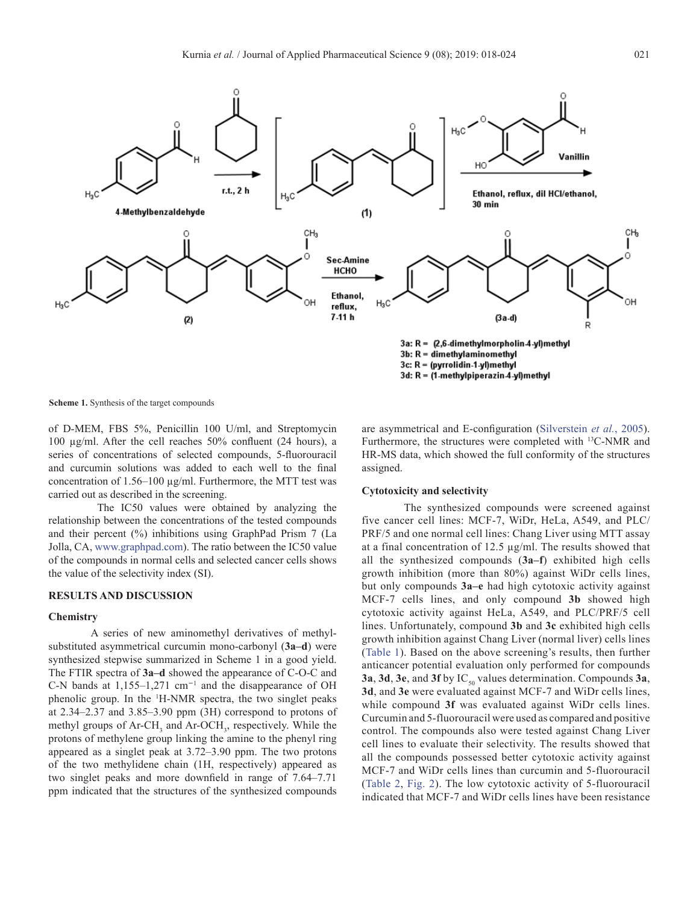**Scheme 1.** Synthesis of the target compounds

of D-MEM, FBS 5%, Penicillin 100 U/ml, and Streptomycin 100 µg/ml. After the cell reaches 50% confluent (24 hours), a series of concentrations of selected compounds, 5-fluorouracil and curcumin solutions was added to each well to the final concentration of 1.56–100 µg/ml. Furthermore, the MTT test was carried out as described in the screening.

The IC50 values were obtained by analyzing the relationship between the concentrations of the tested compounds and their percent (%) inhibitions using GraphPad Prism 7 (La Jolla, CA, www.graphpad.com). The ratio between the IC50 value of the compounds in normal cells and selected cancer cells shows the value of the selectivity index (SI).

## RESULTS AND DISCUSSION

### Chemistry

A series of new aminomethyl derivatives of methyl-substituted asymmetrical curcumin mono-carbonyl (**3a–d**) were synthesized stepwise summarized in Scheme 1 in a good yield. The FTIR spectra of **3a–d** showed the appearance of C-O-C and C-N bands at 1,155–1,271 $cm^{-1}$ and the disappearance of OH phenolic group. In the $^{1}$H-NMR spectra, the two singlet peaks at 2.34–2.37 and 3.85–3.90 ppm (3H) correspond to protons of methyl groups of Ar-$CH_3$ and Ar-$OCH_3$, respectively. While the protons of methylene group linking the amine to the phenyl ring appeared as a singlet peak at 3.72–3.90 ppm. The two protons of the two methylidene chain (1H, respectively) appeared as two singlet peaks and more downfield in range of 7.64–7.71 ppm indicated that the structures of the synthesized compounds are asymmetrical and E-configuration (Silverstein *et al.*, 2005). Furthermore, the structures were completed with $^{13}$C-NMR and HR-MS data, which showed the full conformity of the structures assigned.

### Cytotoxicity and selectivity

The synthesized compounds were screened against five cancer cell lines: MCF-7, WiDr, HeLa, A549, and PLC/PRF/5 and one normal cell lines: Chang Liver using MTT assay at a final concentration of 12.5 µg/ml. The results showed that all the synthesized compounds (**3a–f**) exhibited high cells growth inhibition (more than 80%) against WiDr cells lines, but only compounds **3a–e** had high cytotoxic activity against MCF-7 cells lines, and only compound **3b** showed high cytotoxic activity against HeLa, A549, and PLC/PRF/5 cell lines. Unfortunately, compound **3b** and **3c** exhibited high cells growth inhibition against Chang Liver (normal liver) cells lines (Table 1). Based on the above screening's results, then further anticancer potential evaluation only performed for compounds **3a**, **3d**, **3e**, and **3f** by $IC_{50}$ values determination. Compounds **3a**, **3d**, and **3e** were evaluated against MCF-7 and WiDr cells lines, while compound **3f** was evaluated against WiDr cells lines. Curcumin and 5-fluorouracil were used as compared and positive control. The compounds also were tested against Chang Liver cell lines to evaluate their selectivity. The results showed that all the compounds possessed better cytotoxic activity against MCF-7 and WiDr cells lines than curcumin and 5-fluorouracil (Table 2, Fig. 2). The low cytotoxic activity of 5-fluorouracil indicated that MCF-7 and WiDr cells lines have been resistance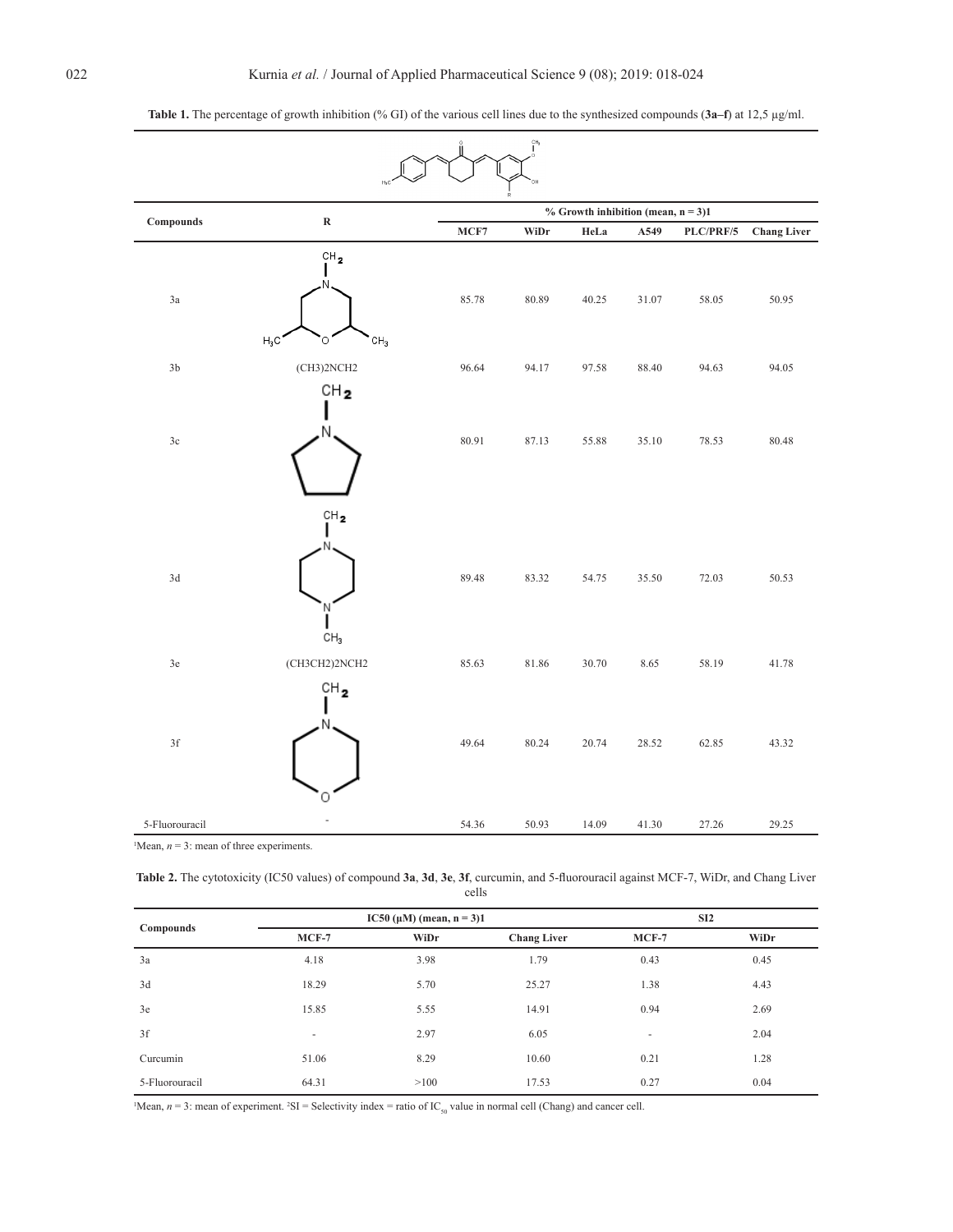**Table 1.** The percentage of growth inhibition (% GI) of the various cell lines due to the synthesized compounds (**3a–f**) at 12,5 µg/ml.

| Compounds | R | % Growth inhibition (mean, n = 3)1 | | | | | |
|---|---|---|---|---|---|---|---|
| | | MCF7 | WiDr | HeLa | A549 | PLC/PRF/5 | Chang Liver |
| 3a | 2,6-dimethylmorpholin-4-yl-$CH_2$ | 85.78 | 80.89 | 40.25 | 31.07 | 58.05 | 50.95 |
| 3b | (CH3)2NCH2 | 96.64 | 94.17 | 97.58 | 88.40 | 94.63 | 94.05 |
| 3c | pyrrolidin-1-yl-$CH_2$ | 80.91 | 87.13 | 55.88 | 35.10 | 78.53 | 80.48 |
| 3d | 4-methylpiperazin-1-yl-$CH_2$ | 89.48 | 83.32 | 54.75 | 35.50 | 72.03 | 50.53 |
| 3e | (CH3CH2)2NCH2 | 85.63 | 81.86 | 30.70 | 8.65 | 58.19 | 41.78 |
| 3f | morpholin-4-yl-$CH_2$ | 49.64 | 80.24 | 20.74 | 28.52 | 62.85 | 43.32 |
| 5-Fluorouracil | - | 54.36 | 50.93 | 14.09 | 41.30 | 27.26 | 29.25 |

[1]Mean, $n = 3$: mean of three experiments.

**Table 2.** The cytotoxicity (IC50 values) of compound **3a**, **3d**, **3e**, **3f**, curcumin, and 5-fluorouracil against MCF-7, WiDr, and Chang Liver cells

| Compounds | IC50 (µM) (mean, n = 3)1 | | | SI2 | |
|---|---|---|---|---|---|
| | MCF-7 | WiDr | Chang Liver | MCF-7 | WiDr |
| 3a | 4.18 | 3.98 | 1.79 | 0.43 | 0.45 |
| 3d | 18.29 | 5.70 | 25.27 | 1.38 | 4.43 |
| 3e | 15.85 | 5.55 | 14.91 | 0.94 | 2.69 |
| 3f | - | 2.97 | 6.05 | - | 2.04 |
| Curcumin | 51.06 | 8.29 | 10.60 | 0.21 | 1.28 |
| 5-Fluorouracil | 64.31 | >100 | 17.53 | 0.27 | 0.04 |

[1]Mean, $n = 3$: mean of experiment. [2]SI = Selectivity index = ratio of $IC_{50}$ value in normal cell (Chang) and cancer cell.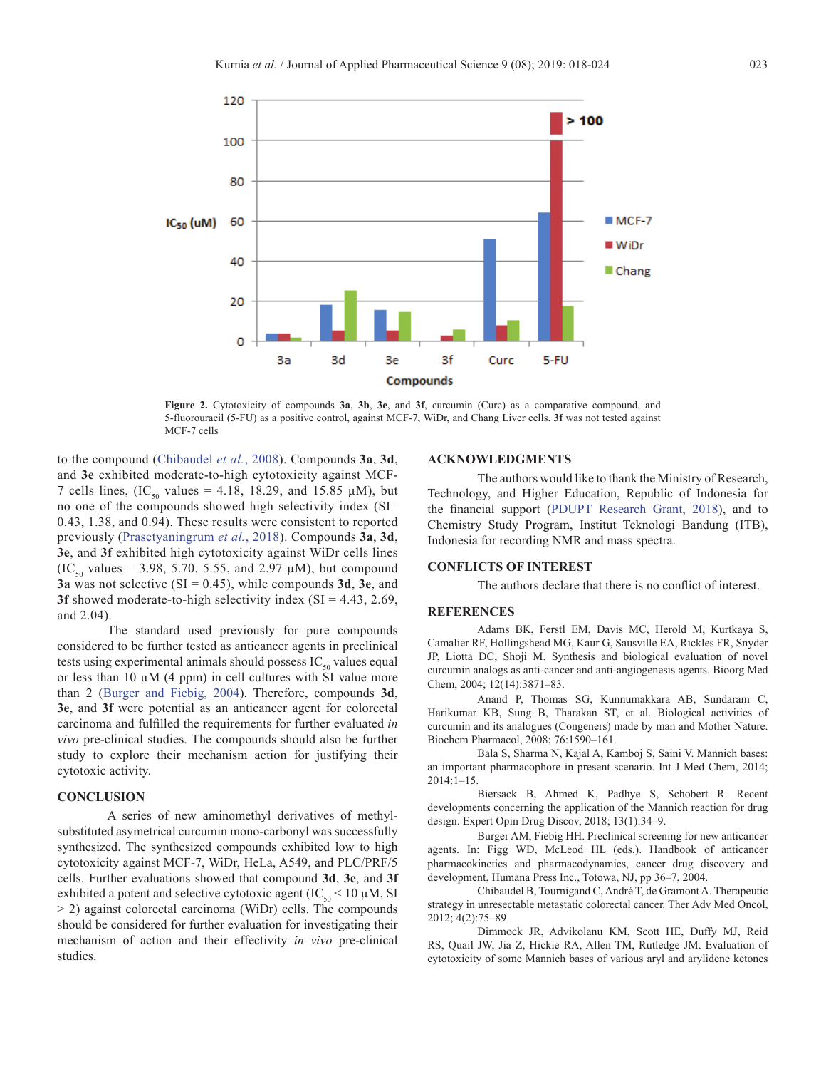Figure 2. Cytotoxicity of compounds **3a**, **3b**, **3e**, and **3f**, curcumin (Curc) as a comparative compound, and 5-fluorouracil (5-FU) as a positive control, against MCF-7, WiDr, and Chang Liver cells. **3f** was not tested against MCF-7 cells

to the compound (Chibaudel *et al.*, 2008). Compounds **3a**, **3d**, and **3e** exhibited moderate-to-high cytotoxicity against MCF-7 cells lines, ($IC_{50}$ values = 4.18, 18.29, and 15.85 µM), but no one of the compounds showed high selectivity index (SI= 0.43, 1.38, and 0.94). These results were consistent to reported previously (Prasetyaningrum *et al.*, 2018). Compounds **3a**, **3d**, **3e**, and **3f** exhibited high cytotoxicity against WiDr cells lines ($IC_{50}$ values = 3.98, 5.70, 5.55, and 2.97 µM), but compound **3a** was not selective (SI = 0.45), while compounds **3d**, **3e**, and **3f** showed moderate-to-high selectivity index (SI = 4.43, 2.69, and 2.04).

The standard used previously for pure compounds considered to be further tested as anticancer agents in preclinical tests using experimental animals should possess $IC_{50}$ values equal or less than 10 µM (4 ppm) in cell cultures with SI value more than 2 (Burger and Fiebig, 2004). Therefore, compounds **3d**, **3e**, and **3f** were potential as an anticancer agent for colorectal carcinoma and fulfilled the requirements for further evaluated *in vivo* pre-clinical studies. The compounds should also be further study to explore their mechanism action for justifying their cytotoxic activity.

## CONCLUSION

A series of new aminomethyl derivatives of methyl-substituted asymetrical curcumin mono-carbonyl was successfully synthesized. The synthesized compounds exhibited low to high cytotoxicity against MCF-7, WiDr, HeLa, A549, and PLC/PRF/5 cells. Further evaluations showed that compound **3d**, **3e**, and **3f** exhibited a potent and selective cytotoxic agent ($IC_{50}$ < 10 µM, SI > 2) against colorectal carcinoma (WiDr) cells. The compounds should be considered for further evaluation for investigating their mechanism of action and their effectivity *in vivo* pre-clinical studies.

## ACKNOWLEDGMENTS

The authors would like to thank the Ministry of Research, Technology, and Higher Education, Republic of Indonesia for the financial support (PDUPT Research Grant, 2018), and to Chemistry Study Program, Institut Teknologi Bandung (ITB), Indonesia for recording NMR and mass spectra.

## CONFLICTS OF INTEREST

The authors declare that there is no conflict of interest.

## REFERENCES

Adams BK, Ferstl EM, Davis MC, Herold M, Kurtkaya S, Camalier RF, Hollingshead MG, Kaur G, Sausville EA, Rickles FR, Snyder JP, Liotta DC, Shoji M. Synthesis and biological evaluation of novel curcumin analogs as anti-cancer and anti-angiogenesis agents. Bioorg Med Chem, 2004; 12(14):3871–83.

Anand P, Thomas SG, Kunnumakkara AB, Sundaram C, Harikumar KB, Sung B, Tharakan ST, et al. Biological activities of curcumin and its analogues (Congeners) made by man and Mother Nature. Biochem Pharmacol, 2008; 76:1590–161.

Bala S, Sharma N, Kajal A, Kamboj S, Saini V. Mannich bases: an important pharmacophore in present scenario. Int J Med Chem, 2014; 2014:1–15.

Biersack B, Ahmed K, Padhye S, Schobert R. Recent developments concerning the application of the Mannich reaction for drug design. Expert Opin Drug Discov, 2018; 13(1):34–9.

Burger AM, Fiebig HH. Preclinical screening for new anticancer agents. In: Figg WD, McLeod HL (eds.). Handbook of anticancer pharmacokinetics and pharmacodynamics, cancer drug discovery and development, Humana Press Inc., Totowa, NJ, pp 36–7, 2004.

Chibaudel B, Tournigand C, André T, de Gramont A. Therapeutic strategy in unresectable metastatic colorectal cancer. Ther Adv Med Oncol, 2012; 4(2):75–89.

Dimmock JR, Advikolanu KM, Scott HE, Duffy MJ, Reid RS, Quail JW, Jia Z, Hickie RA, Allen TM, Rutledge JM. Evaluation of cytotoxicity of some Mannich bases of various aryl and arylidene ketones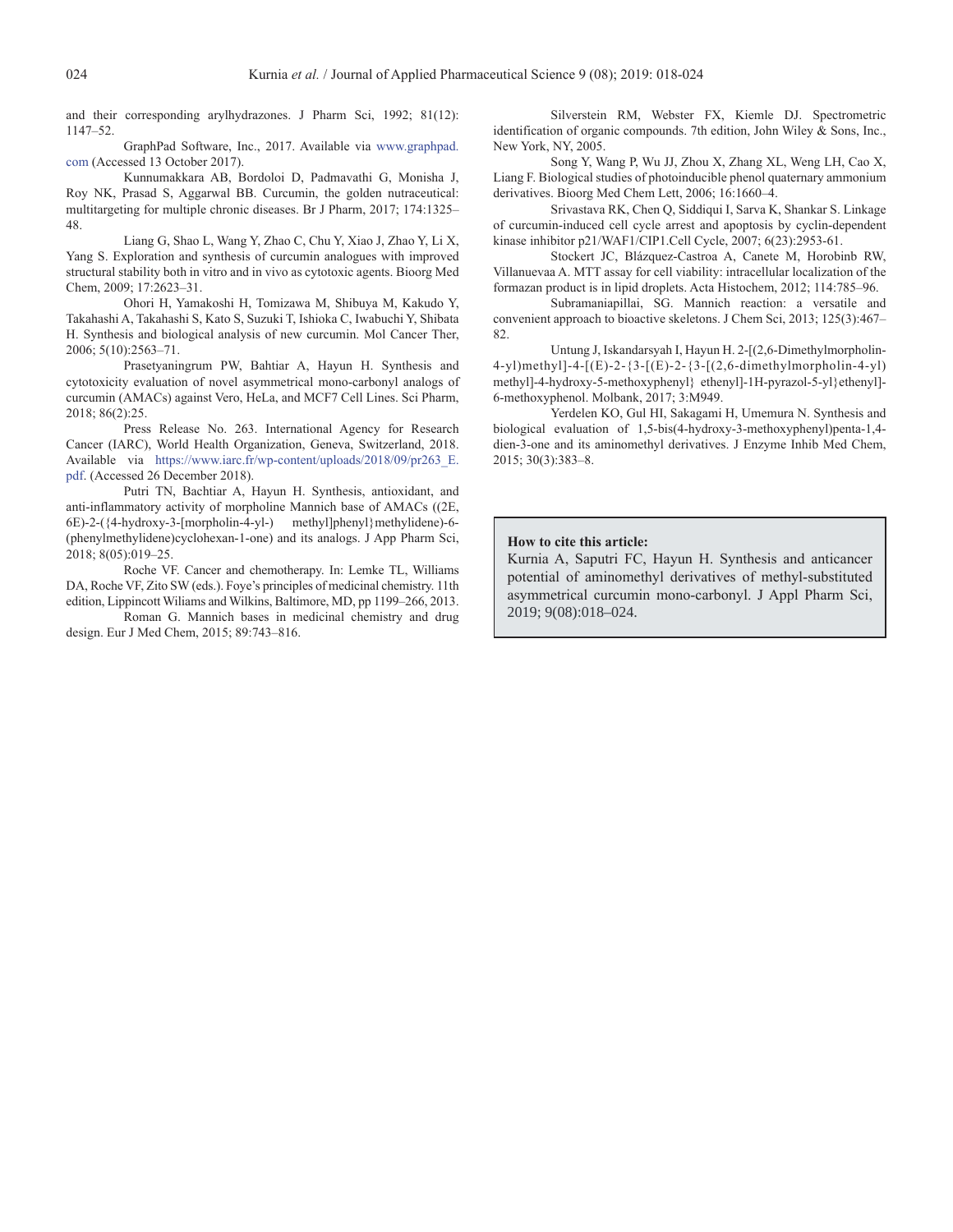and their corresponding arylhydrazones. J Pharm Sci, 1992; 81(12): 1147–52.

GraphPad Software, Inc., 2017. Available via www.graphpad.com (Accessed 13 October 2017).

Kunnumakkara AB, Bordoloi D, Padmavathi G, Monisha J, Roy NK, Prasad S, Aggarwal BB. Curcumin, the golden nutraceutical: multitargeting for multiple chronic diseases. Br J Pharm, 2017; 174:1325–48.

Liang G, Shao L, Wang Y, Zhao C, Chu Y, Xiao J, Zhao Y, Li X, Yang S. Exploration and synthesis of curcumin analogues with improved structural stability both in vitro and in vivo as cytotoxic agents. Bioorg Med Chem, 2009; 17:2623–31.

Ohori H, Yamakoshi H, Tomizawa M, Shibuya M, Kakudo Y, Takahashi A, Takahashi S, Kato S, Suzuki T, Ishioka C, Iwabuchi Y, Shibata H. Synthesis and biological analysis of new curcumin. Mol Cancer Ther, 2006; 5(10):2563–71.

Prasetyaningrum PW, Bahtiar A, Hayun H. Synthesis and cytotoxicity evaluation of novel asymmetrical mono-carbonyl analogs of curcumin (AMACs) against Vero, HeLa, and MCF7 Cell Lines. Sci Pharm, 2018; 86(2):25.

Press Release No. 263. International Agency for Research Cancer (IARC), World Health Organization, Geneva, Switzerland, 2018. Available via https://www.iarc.fr/wp-content/uploads/2018/09/pr263_E.pdf. (Accessed 26 December 2018).

Putri TN, Bachtiar A, Hayun H. Synthesis, antioxidant, and anti-inflammatory activity of morpholine Mannich base of AMACs ((2E, 6E)-2-({4-hydroxy-3-[morpholin-4-yl-) methyl]phenyl}methylidene)-6-(phenylmethylidene)cyclohexan-1-one) and its analogs. J App Pharm Sci, 2018; 8(05):019–25.

Roche VF. Cancer and chemotherapy. In: Lemke TL, Williams DA, Roche VF, Zito SW (eds.). Foye's principles of medicinal chemistry. 11th edition, Lippincott Wiliams and Wilkins, Baltimore, MD, pp 1199–266, 2013.

Roman G. Mannich bases in medicinal chemistry and drug design. Eur J Med Chem, 2015; 89:743–816.

Silverstein RM, Webster FX, Kiemle DJ. Spectrometric identification of organic compounds. 7th edition, John Wiley & Sons, Inc., New York, NY, 2005.

Song Y, Wang P, Wu JJ, Zhou X, Zhang XL, Weng LH, Cao X, Liang F. Biological studies of photoinducible phenol quaternary ammonium derivatives. Bioorg Med Chem Lett, 2006; 16:1660–4.

Srivastava RK, Chen Q, Siddiqui I, Sarva K, Shankar S. Linkage of curcumin-induced cell cycle arrest and apoptosis by cyclin-dependent kinase inhibitor p21/WAF1/CIP1.Cell Cycle, 2007; 6(23):2953-61.

Stockert JC, Blázquez-Castroa A, Canete M, Horobinb RW, Villanuevaa A. MTT assay for cell viability: intracellular localization of the formazan product is in lipid droplets. Acta Histochem, 2012; 114:785–96.

Subramaniapillai, SG. Mannich reaction: a versatile and convenient approach to bioactive skeletons. J Chem Sci, 2013; 125(3):467–82.

Untung J, Iskandarsyah I, Hayun H. 2-[(2,6-Dimethylmorpholin-4-yl)methyl]-4-[(E)-2-{3-[(E)-2-{3-[(2,6-dimethylmorpholin-4-yl) methyl]-4-hydroxy-5-methoxyphenyl} ethenyl]-1H-pyrazol-5-yl}ethenyl]-6-methoxyphenol. Molbank, 2017; 3:M949.

Yerdelen KO, Gul HI, Sakagami H, Umemura N. Synthesis and biological evaluation of 1,5-bis(4-hydroxy-3-methoxyphenyl)penta-1,4-dien-3-one and its aminomethyl derivatives. J Enzyme Inhib Med Chem, 2015; 30(3):383–8.

**How to cite this article:**
Kurnia A, Saputri FC, Hayun H. Synthesis and anticancer potential of aminomethyl derivatives of methyl-substituted asymmetrical curcumin mono-carbonyl. J Appl Pharm Sci, 2019; 9(08):018–024.